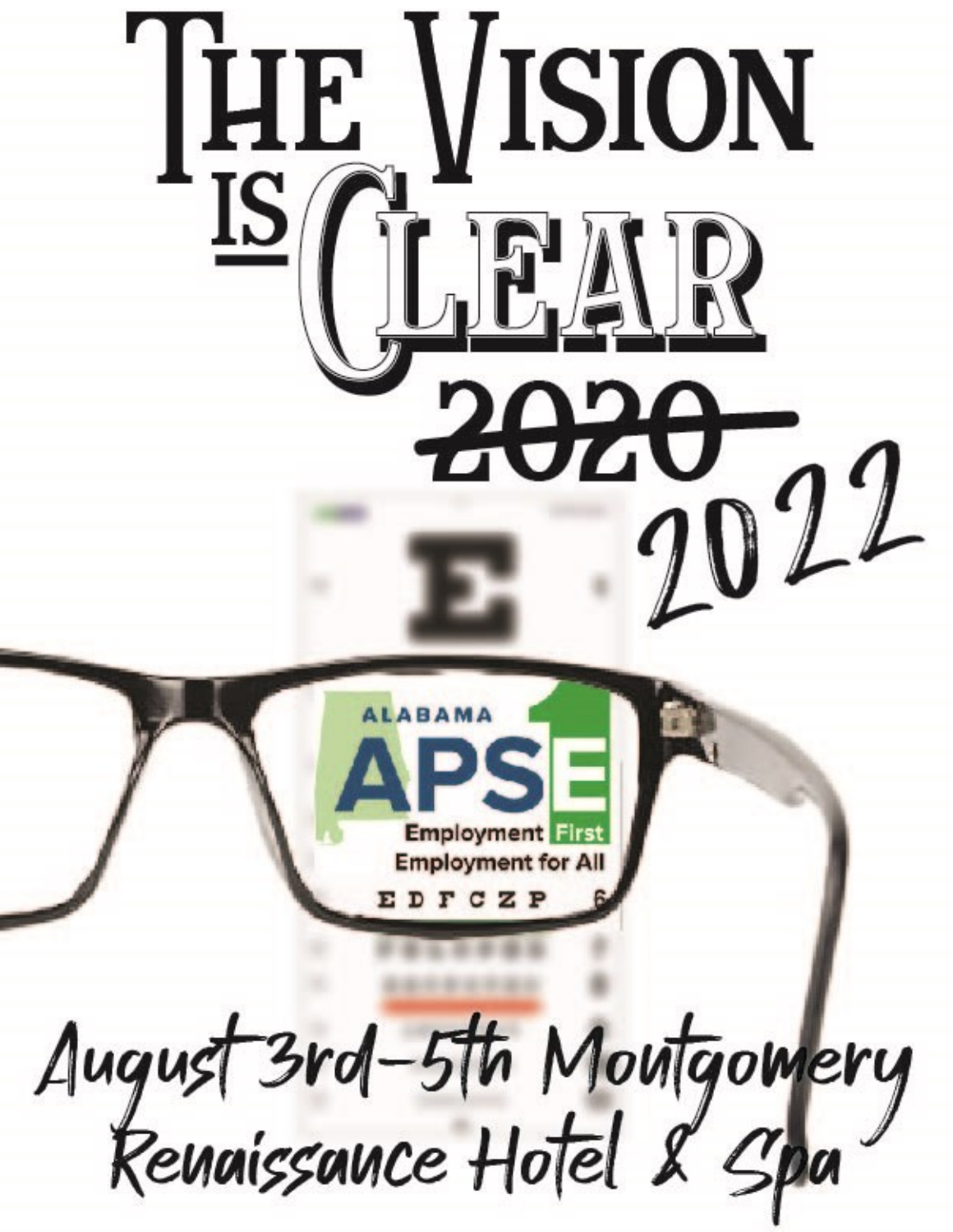# The Vision is Clear

~~2020~~ 2022

ALABAMA APSE

Employment First

Employment for All

August 3rd-5th Montgomery
Renaissance Hotel & Spa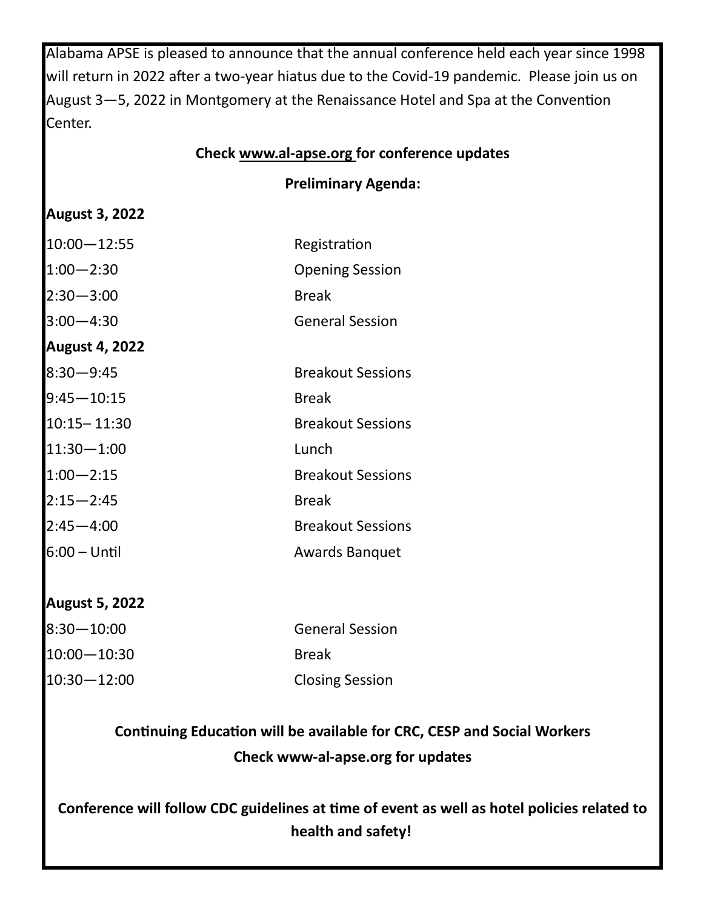Alabama APSE is pleased to announce that the annual conference held each year since 1998 will return in 2022 after a two-year hiatus due to the Covid-19 pandemic. Please join us on August 3—5, 2022 in Montgomery at the Renaissance Hotel and Spa at the Convention Center.

**Check www.al-apse.org for conference updates**

**Preliminary Agenda:**

**August 3, 2022**

| | |
|---|---|
| 10:00—12:55 | Registration |
| 1:00—2:30 | Opening Session |
| 2:30—3:00 | Break |
| 3:00—4:30 | General Session |

**August 4, 2022**

| | |
|---|---|
| 8:30—9:45 | Breakout Sessions |
| 9:45—10:15 | Break |
| 10:15– 11:30 | Breakout Sessions |
| 11:30—1:00 | Lunch |
| 1:00—2:15 | Breakout Sessions |
| 2:15—2:45 | Break |
| 2:45—4:00 | Breakout Sessions |
| 6:00 – Until | Awards Banquet |

**August 5, 2022**

| | |
|---|---|
| 8:30—10:00 | General Session |
| 10:00—10:30 | Break |
| 10:30—12:00 | Closing Session |

**Continuing Education will be available for CRC, CESP and Social Workers**

**Check www-al-apse.org for updates**

**Conference will follow CDC guidelines at time of event as well as hotel policies related to health and safety!**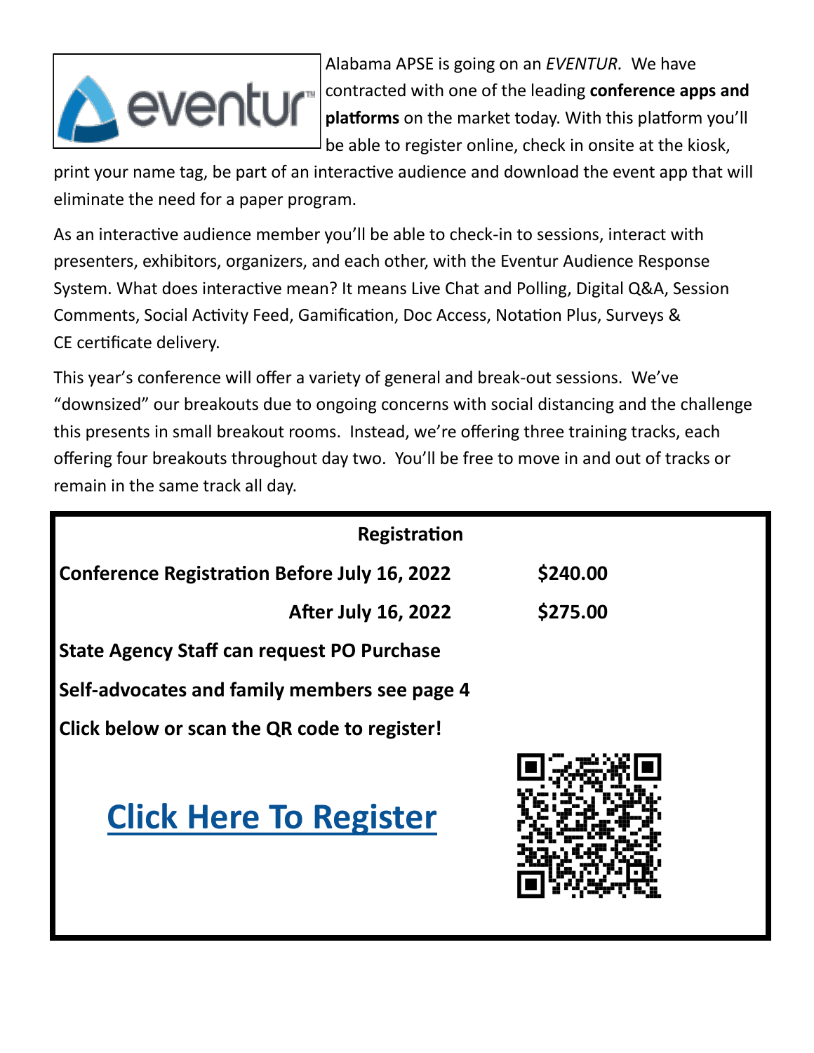Alabama APSE is going on an *EVENTUR.* We have contracted with one of the leading **conference apps and platforms** on the market today. With this platform you'll be able to register online, check in onsite at the kiosk, print your name tag, be part of an interactive audience and download the event app that will eliminate the need for a paper program.

As an interactive audience member you'll be able to check-in to sessions, interact with presenters, exhibitors, organizers, and each other, with the Eventur Audience Response System. What does interactive mean? It means Live Chat and Polling, Digital Q&A, Session Comments, Social Activity Feed, Gamification, Doc Access, Notation Plus, Surveys & CE certificate delivery.

This year's conference will offer a variety of general and break-out sessions. We've "downsized" our breakouts due to ongoing concerns with social distancing and the challenge this presents in small breakout rooms. Instead, we're offering three training tracks, each offering four breakouts throughout day two. You'll be free to move in and out of tracks or remain in the same track all day.

**Registration**

| | |
|---|---|
| **Conference Registration Before July 16, 2022** | **$240.00** |
| **After July 16, 2022** | **$275.00** |

**State Agency Staff can request PO Purchase**

**Self-advocates and family members see page 4**

**Click below or scan the QR code to register!**

**Click Here To Register**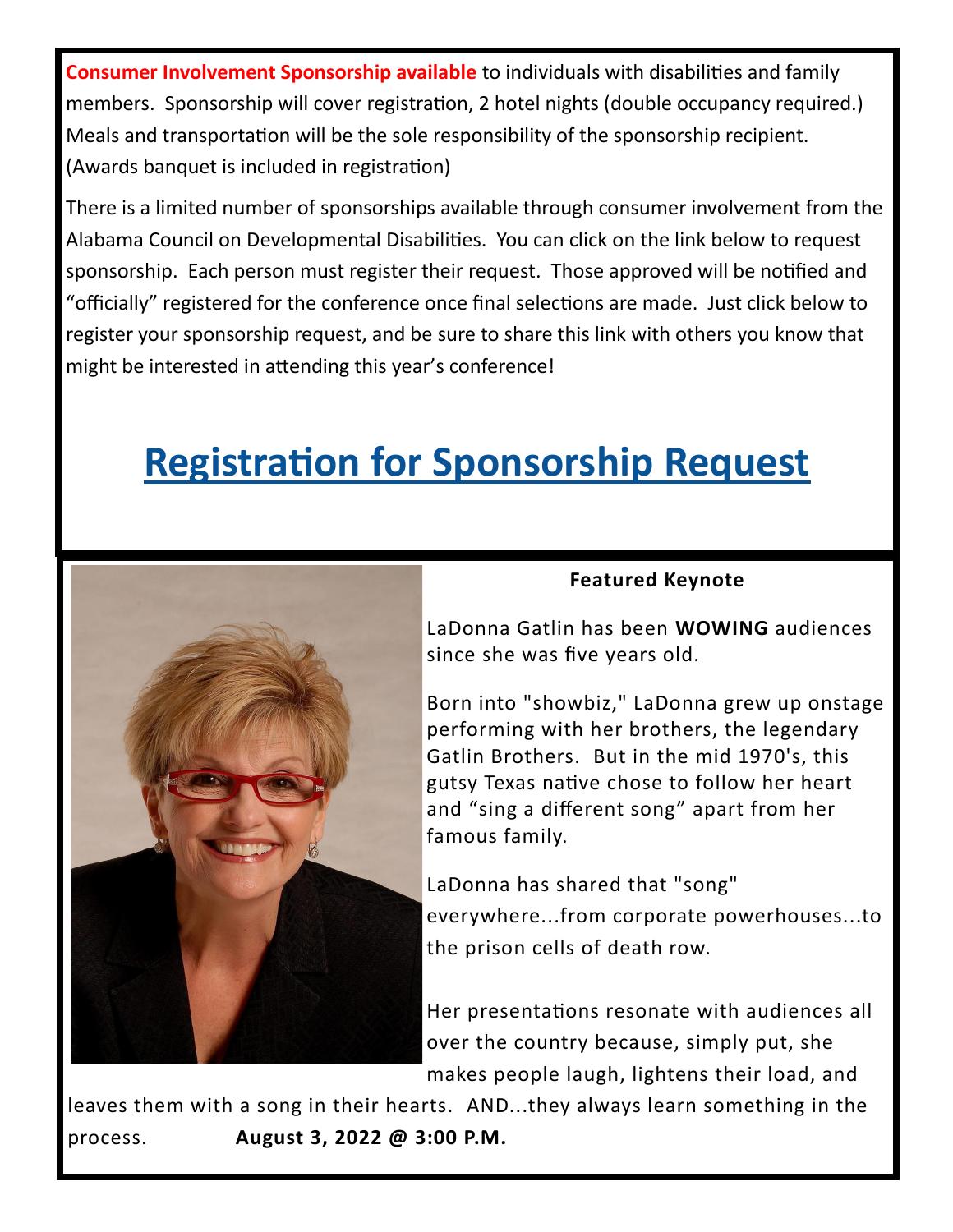**Consumer Involvement Sponsorship available** to individuals with disabilities and family members. Sponsorship will cover registration, 2 hotel nights (double occupancy required.) Meals and transportation will be the sole responsibility of the sponsorship recipient. (Awards banquet is included in registration)

There is a limited number of sponsorships available through consumer involvement from the Alabama Council on Developmental Disabilities. You can click on the link below to request sponsorship. Each person must register their request. Those approved will be notified and "officially" registered for the conference once final selections are made. Just click below to register your sponsorship request, and be sure to share this link with others you know that might be interested in attending this year's conference!

# Registration for Sponsorship Request

**Featured Keynote**

LaDonna Gatlin has been **WOWING** audiences since she was five years old.

Born into "showbiz," LaDonna grew up onstage performing with her brothers, the legendary Gatlin Brothers. But in the mid 1970's, this gutsy Texas native chose to follow her heart and "sing a different song" apart from her famous family.

LaDonna has shared that "song" everywhere...from corporate powerhouses...to the prison cells of death row.

Her presentations resonate with audiences all over the country because, simply put, she makes people laugh, lightens their load, and leaves them with a song in their hearts. AND...they always learn something in the process. **August 3, 2022 @ 3:00 P.M.**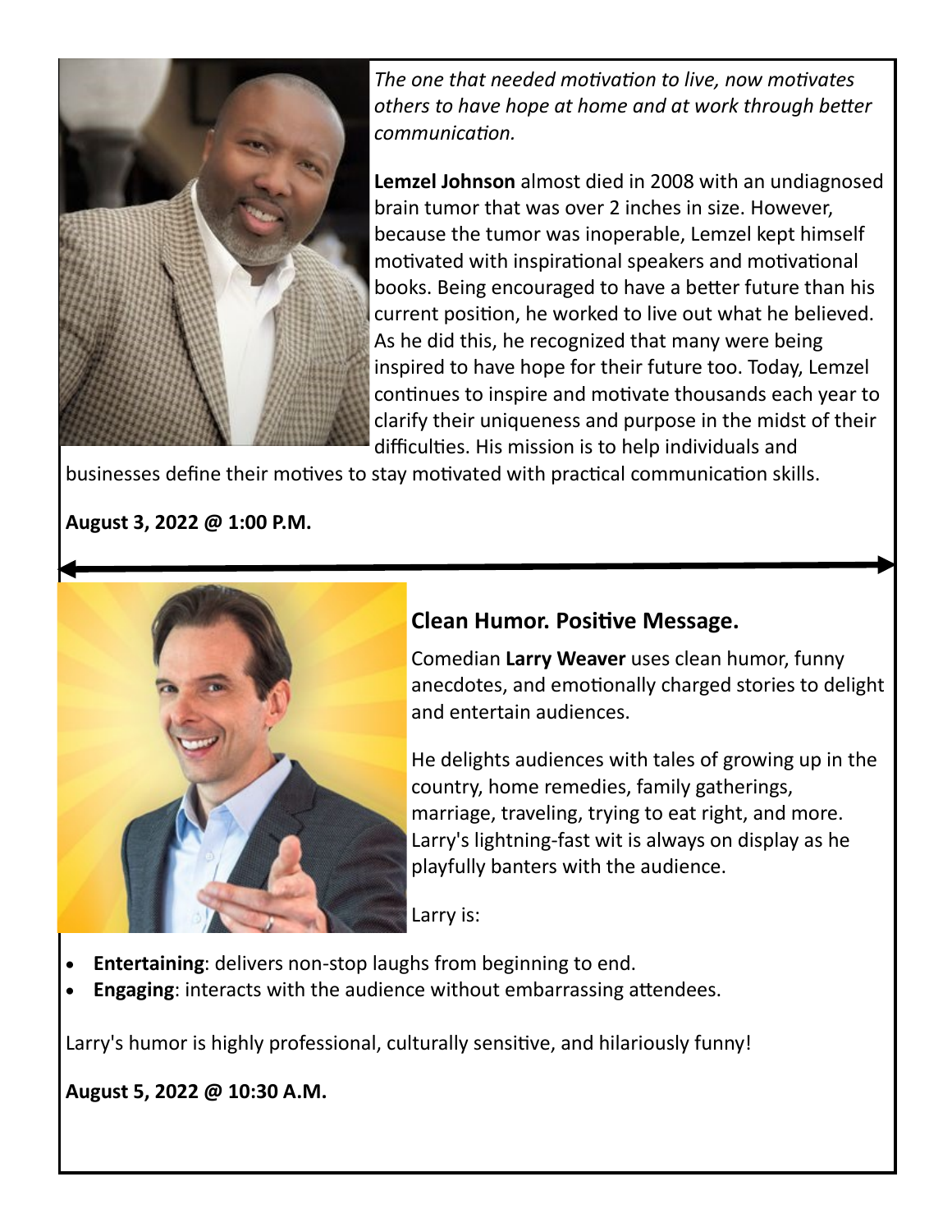*The one that needed motivation to live, now motivates others to have hope at home and at work through better communication.*

**Lemzel Johnson** almost died in 2008 with an undiagnosed brain tumor that was over 2 inches in size. However, because the tumor was inoperable, Lemzel kept himself motivated with inspirational speakers and motivational books. Being encouraged to have a better future than his current position, he worked to live out what he believed. As he did this, he recognized that many were being inspired to have hope for their future too. Today, Lemzel continues to inspire and motivate thousands each year to clarify their uniqueness and purpose in the midst of their difficulties. His mission is to help individuals and businesses define their motives to stay motivated with practical communication skills.

**August 3, 2022 @ 1:00 P.M.**

---

## Clean Humor. Positive Message.

Comedian **Larry Weaver** uses clean humor, funny anecdotes, and emotionally charged stories to delight and entertain audiences.

He delights audiences with tales of growing up in the country, home remedies, family gatherings, marriage, traveling, trying to eat right, and more. Larry's lightning-fast wit is always on display as he playfully banters with the audience.

Larry is:

- **Entertaining**: delivers non-stop laughs from beginning to end.
- **Engaging**: interacts with the audience without embarrassing attendees.

Larry's humor is highly professional, culturally sensitive, and hilariously funny!

**August 5, 2022 @ 10:30 A.M.**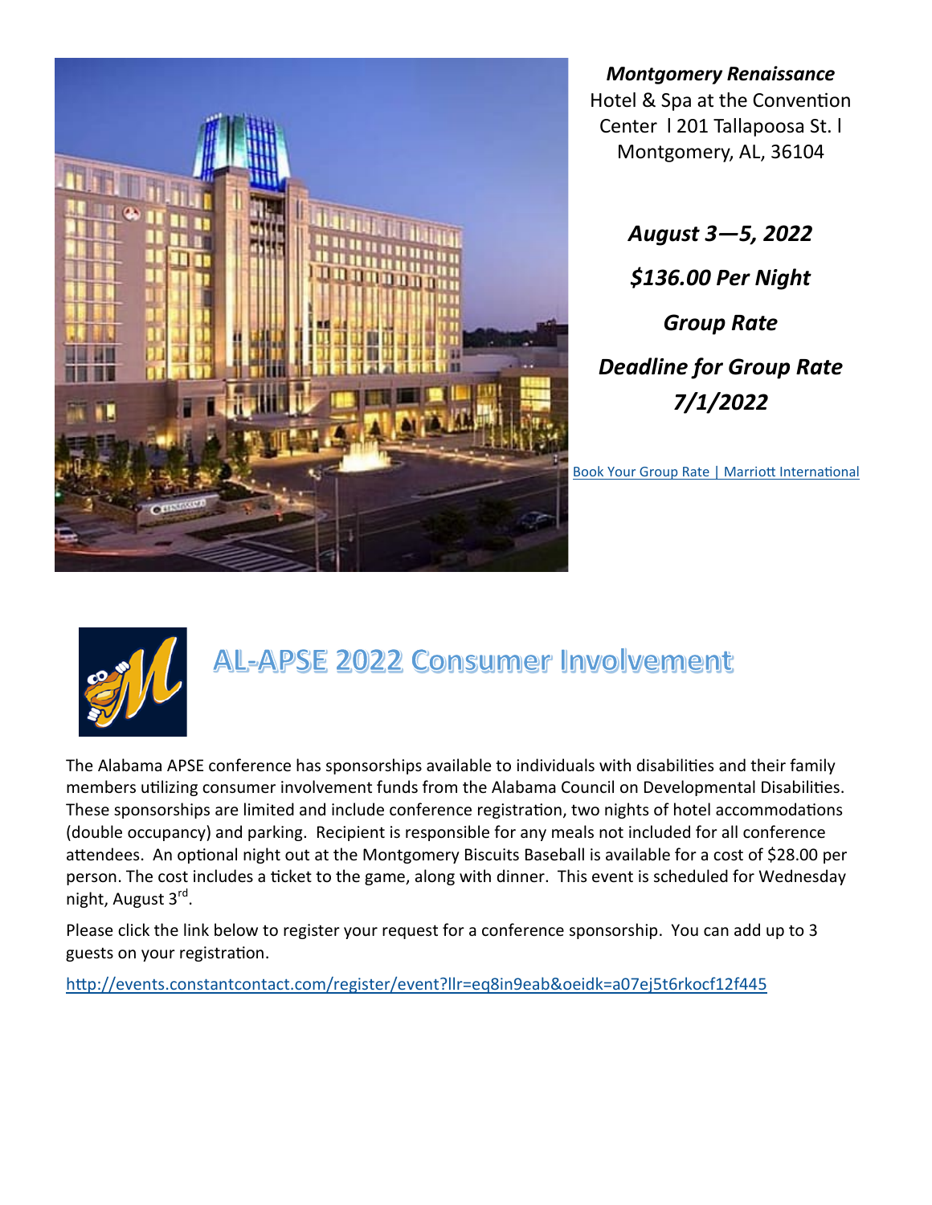***Montgomery Renaissance***
Hotel & Spa at the Convention Center l 201 Tallapoosa St. l Montgomery, AL, 36104

***August 3—5, 2022***

***$136.00 Per Night***

***Group Rate***

***Deadline for Group Rate 7/1/2022***

[Book Your Group Rate | Marriott International]

## AL-APSE 2022 Consumer Involvement

The Alabama APSE conference has sponsorships available to individuals with disabilities and their family members utilizing consumer involvement funds from the Alabama Council on Developmental Disabilities. These sponsorships are limited and include conference registration, two nights of hotel accommodations (double occupancy) and parking. Recipient is responsible for any meals not included for all conference attendees. An optional night out at the Montgomery Biscuits Baseball is available for a cost of $28.00 per person. The cost includes a ticket to the game, along with dinner. This event is scheduled for Wednesday night, August 3rd.

Please click the link below to register your request for a conference sponsorship. You can add up to 3 guests on your registration.

http://events.constantcontact.com/register/event?llr=eq8in9eab&oeidk=a07ej5t6rkocf12f445